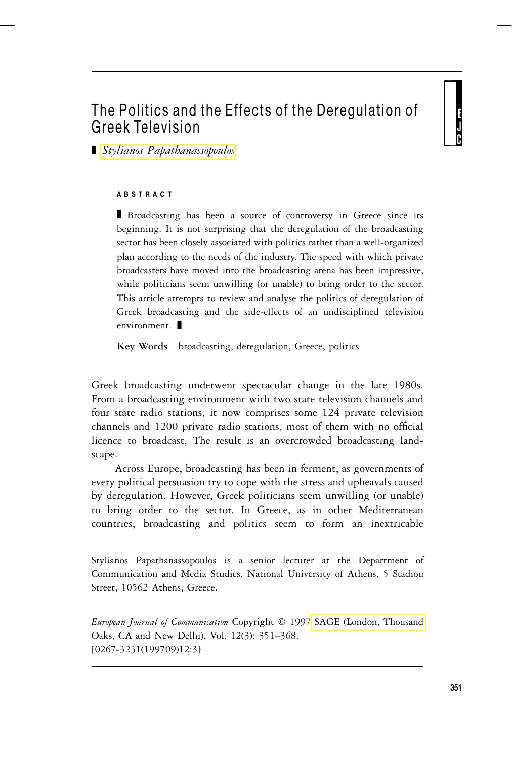# The Politics and the Effects of the Deregulation of Greek Television

*Stylianos Papathanassopoulos*

**ABSTRACT**

Broadcasting has been a source of controversy in Greece since its beginning. It is not surprising that the deregulation of the broadcasting sector has been closely associated with politics rather than a well-organized plan according to the needs of the industry. The speed with which private broadcasters have moved into the broadcasting arena has been impressive, while politicians seem unwilling (or unable) to bring order to the sector. This article attempts to review and analyse the politics of deregulation of Greek broadcasting and the side-effects of an undisciplined television environment.

**Key Words** broadcasting, deregulation, Greece, politics

Greek broadcasting underwent spectacular change in the late 1980s. From a broadcasting environment with two state television channels and four state radio stations, it now comprises some 124 private television channels and 1200 private radio stations, most of them with no official licence to broadcast. The result is an overcrowded broadcasting landscape.

Across Europe, broadcasting has been in ferment, as governments of every political persuasion try to cope with the stress and upheavals caused by deregulation. However, Greek politicians seem unwilling (or unable) to bring order to the sector. In Greece, as in other Mediterranean countries, broadcasting and politics seem to form an inextricable

---

Stylianos Papathanassopoulos is a senior lecturer at the Department of Communication and Media Studies, National University of Athens, 5 Stadiou Street, 10562 Athens, Greece.

*European Journal of Communication* Copyright © 1997 SAGE (London, Thousand Oaks, CA and New Delhi), Vol. 12(3): 351–368. [0267-3231(199709)12:3]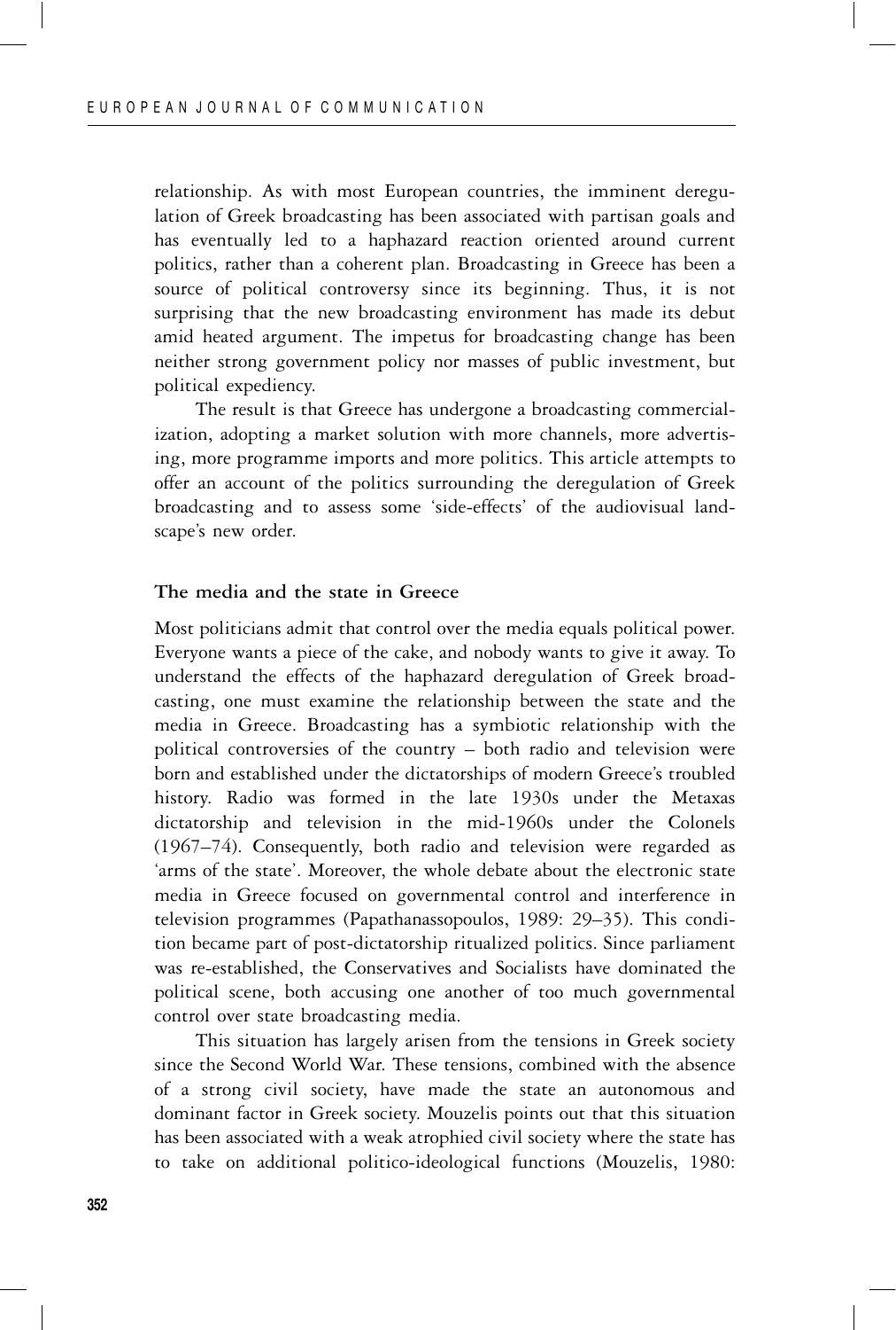relationship. As with most European countries, the imminent deregulation of Greek broadcasting has been associated with partisan goals and has eventually led to a haphazard reaction oriented around current politics, rather than a coherent plan. Broadcasting in Greece has been a source of political controversy since its beginning. Thus, it is not surprising that the new broadcasting environment has made its debut amid heated argument. The impetus for broadcasting change has been neither strong government policy nor masses of public investment, but political expediency.

The result is that Greece has undergone a broadcasting commercialization, adopting a market solution with more channels, more advertising, more programme imports and more politics. This article attempts to offer an account of the politics surrounding the deregulation of Greek broadcasting and to assess some 'side-effects' of the audiovisual landscape's new order.

## The media and the state in Greece

Most politicians admit that control over the media equals political power. Everyone wants a piece of the cake, and nobody wants to give it away. To understand the effects of the haphazard deregulation of Greek broadcasting, one must examine the relationship between the state and the media in Greece. Broadcasting has a symbiotic relationship with the political controversies of the country – both radio and television were born and established under the dictatorships of modern Greece's troubled history. Radio was formed in the late 1930s under the Metaxas dictatorship and television in the mid-1960s under the Colonels (1967–74). Consequently, both radio and television were regarded as 'arms of the state'. Moreover, the whole debate about the electronic state media in Greece focused on governmental control and interference in television programmes (Papathanassopoulos, 1989: 29–35). This condition became part of post-dictatorship ritualized politics. Since parliament was re-established, the Conservatives and Socialists have dominated the political scene, both accusing one another of too much governmental control over state broadcasting media.

This situation has largely arisen from the tensions in Greek society since the Second World War. These tensions, combined with the absence of a strong civil society, have made the state an autonomous and dominant factor in Greek society. Mouzelis points out that this situation has been associated with a weak atrophied civil society where the state has to take on additional politico-ideological functions (Mouzelis, 1980: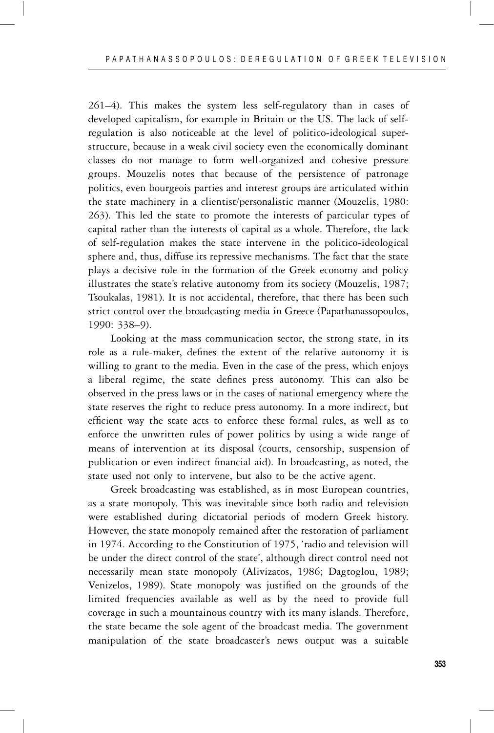261–4). This makes the system less self-regulatory than in cases of developed capitalism, for example in Britain or the US. The lack of self-regulation is also noticeable at the level of politico-ideological superstructure, because in a weak civil society even the economically dominant classes do not manage to form well-organized and cohesive pressure groups. Mouzelis notes that because of the persistence of patronage politics, even bourgeois parties and interest groups are articulated within the state machinery in a clientist/personalistic manner (Mouzelis, 1980: 263). This led the state to promote the interests of particular types of capital rather than the interests of capital as a whole. Therefore, the lack of self-regulation makes the state intervene in the politico-ideological sphere and, thus, diffuse its repressive mechanisms. The fact that the state plays a decisive role in the formation of the Greek economy and policy illustrates the state's relative autonomy from its society (Mouzelis, 1987; Tsoukalas, 1981). It is not accidental, therefore, that there has been such strict control over the broadcasting media in Greece (Papathanassopoulos, 1990: 338–9).

Looking at the mass communication sector, the strong state, in its role as a rule-maker, defines the extent of the relative autonomy it is willing to grant to the media. Even in the case of the press, which enjoys a liberal regime, the state defines press autonomy. This can also be observed in the press laws or in the cases of national emergency where the state reserves the right to reduce press autonomy. In a more indirect, but efficient way the state acts to enforce these formal rules, as well as to enforce the unwritten rules of power politics by using a wide range of means of intervention at its disposal (courts, censorship, suspension of publication or even indirect financial aid). In broadcasting, as noted, the state used not only to intervene, but also to be the active agent.

Greek broadcasting was established, as in most European countries, as a state monopoly. This was inevitable since both radio and television were established during dictatorial periods of modern Greek history. However, the state monopoly remained after the restoration of parliament in 1974. According to the Constitution of 1975, 'radio and television will be under the direct control of the state', although direct control need not necessarily mean state monopoly (Alivizatos, 1986; Dagtoglou, 1989; Venizelos, 1989). State monopoly was justified on the grounds of the limited frequencies available as well as by the need to provide full coverage in such a mountainous country with its many islands. Therefore, the state became the sole agent of the broadcast media. The government manipulation of the state broadcaster's news output was a suitable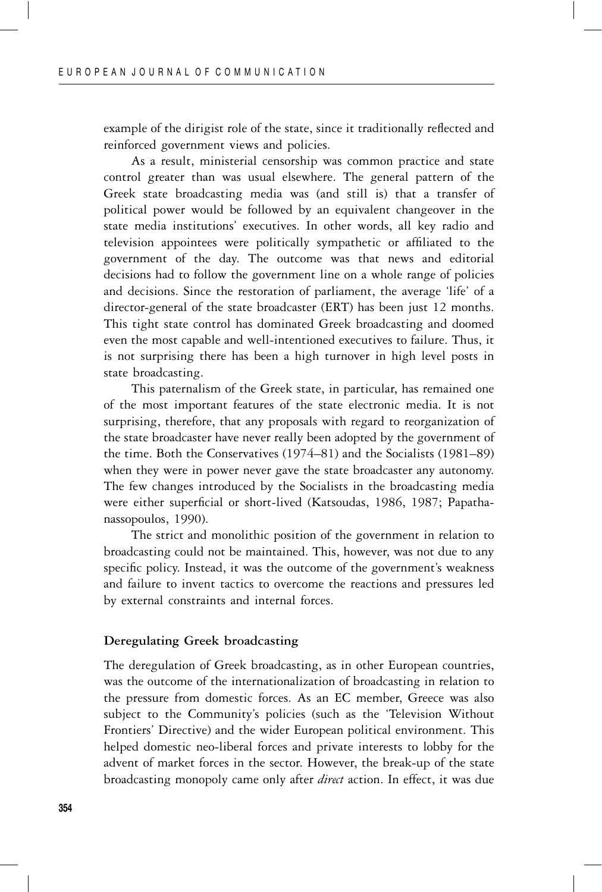example of the dirigist role of the state, since it traditionally reflected and reinforced government views and policies.

As a result, ministerial censorship was common practice and state control greater than was usual elsewhere. The general pattern of the Greek state broadcasting media was (and still is) that a transfer of political power would be followed by an equivalent changeover in the state media institutions' executives. In other words, all key radio and television appointees were politically sympathetic or affiliated to the government of the day. The outcome was that news and editorial decisions had to follow the government line on a whole range of policies and decisions. Since the restoration of parliament, the average 'life' of a director-general of the state broadcaster (ERT) has been just 12 months. This tight state control has dominated Greek broadcasting and doomed even the most capable and well-intentioned executives to failure. Thus, it is not surprising there has been a high turnover in high level posts in state broadcasting.

This paternalism of the Greek state, in particular, has remained one of the most important features of the state electronic media. It is not surprising, therefore, that any proposals with regard to reorganization of the state broadcaster have never really been adopted by the government of the time. Both the Conservatives (1974–81) and the Socialists (1981–89) when they were in power never gave the state broadcaster any autonomy. The few changes introduced by the Socialists in the broadcasting media were either superficial or short-lived (Katsoudas, 1986, 1987; Papathanassopoulos, 1990).

The strict and monolithic position of the government in relation to broadcasting could not be maintained. This, however, was not due to any specific policy. Instead, it was the outcome of the government's weakness and failure to invent tactics to overcome the reactions and pressures led by external constraints and internal forces.

## Deregulating Greek broadcasting

The deregulation of Greek broadcasting, as in other European countries, was the outcome of the internationalization of broadcasting in relation to the pressure from domestic forces. As an EC member, Greece was also subject to the Community's policies (such as the 'Television Without Frontiers' Directive) and the wider European political environment. This helped domestic neo-liberal forces and private interests to lobby for the advent of market forces in the sector. However, the break-up of the state broadcasting monopoly came only after *direct* action. In effect, it was due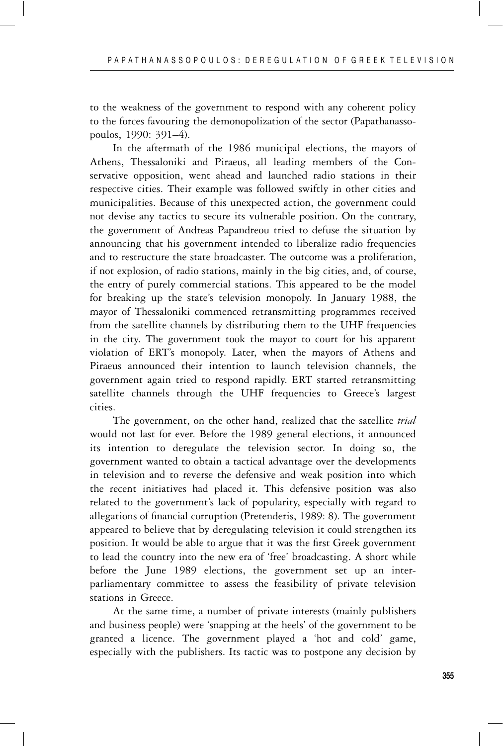to the weakness of the government to respond with any coherent policy to the forces favouring the demonopolization of the sector (Papathanassopoulos, 1990: 391–4).

In the aftermath of the 1986 municipal elections, the mayors of Athens, Thessaloniki and Piraeus, all leading members of the Conservative opposition, went ahead and launched radio stations in their respective cities. Their example was followed swiftly in other cities and municipalities. Because of this unexpected action, the government could not devise any tactics to secure its vulnerable position. On the contrary, the government of Andreas Papandreou tried to defuse the situation by announcing that his government intended to liberalize radio frequencies and to restructure the state broadcaster. The outcome was a proliferation, if not explosion, of radio stations, mainly in the big cities, and, of course, the entry of purely commercial stations. This appeared to be the model for breaking up the state's television monopoly. In January 1988, the mayor of Thessaloniki commenced retransmitting programmes received from the satellite channels by distributing them to the UHF frequencies in the city. The government took the mayor to court for his apparent violation of ERT's monopoly. Later, when the mayors of Athens and Piraeus announced their intention to launch television channels, the government again tried to respond rapidly. ERT started retransmitting satellite channels through the UHF frequencies to Greece's largest cities.

The government, on the other hand, realized that the satellite *trial* would not last for ever. Before the 1989 general elections, it announced its intention to deregulate the television sector. In doing so, the government wanted to obtain a tactical advantage over the developments in television and to reverse the defensive and weak position into which the recent initiatives had placed it. This defensive position was also related to the government's lack of popularity, especially with regard to allegations of financial corruption (Pretenderis, 1989: 8). The government appeared to believe that by deregulating television it could strengthen its position. It would be able to argue that it was the first Greek government to lead the country into the new era of 'free' broadcasting. A short while before the June 1989 elections, the government set up an inter-parliamentary committee to assess the feasibility of private television stations in Greece.

At the same time, a number of private interests (mainly publishers and business people) were 'snapping at the heels' of the government to be granted a licence. The government played a 'hot and cold' game, especially with the publishers. Its tactic was to postpone any decision by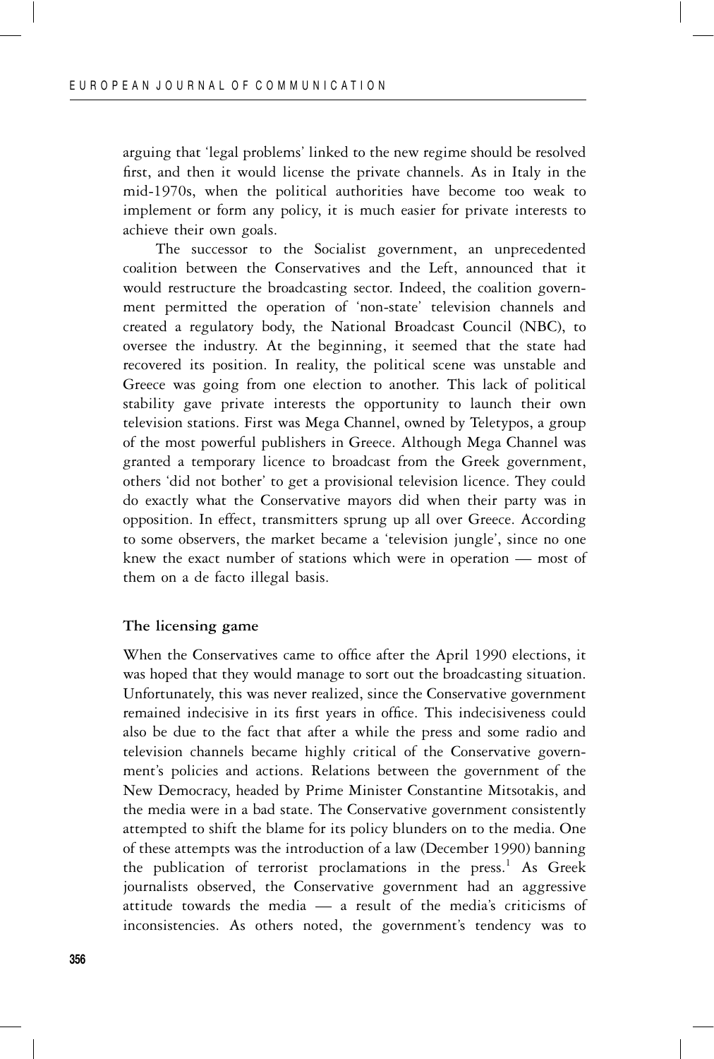arguing that 'legal problems' linked to the new regime should be resolved first, and then it would license the private channels. As in Italy in the mid-1970s, when the political authorities have become too weak to implement or form any policy, it is much easier for private interests to achieve their own goals.

The successor to the Socialist government, an unprecedented coalition between the Conservatives and the Left, announced that it would restructure the broadcasting sector. Indeed, the coalition government permitted the operation of 'non-state' television channels and created a regulatory body, the National Broadcast Council (NBC), to oversee the industry. At the beginning, it seemed that the state had recovered its position. In reality, the political scene was unstable and Greece was going from one election to another. This lack of political stability gave private interests the opportunity to launch their own television stations. First was Mega Channel, owned by Teletypos, a group of the most powerful publishers in Greece. Although Mega Channel was granted a temporary licence to broadcast from the Greek government, others 'did not bother' to get a provisional television licence. They could do exactly what the Conservative mayors did when their party was in opposition. In effect, transmitters sprung up all over Greece. According to some observers, the market became a 'television jungle', since no one knew the exact number of stations which were in operation — most of them on a de facto illegal basis.

### The licensing game

When the Conservatives came to office after the April 1990 elections, it was hoped that they would manage to sort out the broadcasting situation. Unfortunately, this was never realized, since the Conservative government remained indecisive in its first years in office. This indecisiveness could also be due to the fact that after a while the press and some radio and television channels became highly critical of the Conservative government's policies and actions. Relations between the government of the New Democracy, headed by Prime Minister Constantine Mitsotakis, and the media were in a bad state. The Conservative government consistently attempted to shift the blame for its policy blunders on to the media. One of these attempts was the introduction of a law (December 1990) banning the publication of terrorist proclamations in the press.[1] As Greek journalists observed, the Conservative government had an aggressive attitude towards the media — a result of the media's criticisms of inconsistencies. As others noted, the government's tendency was to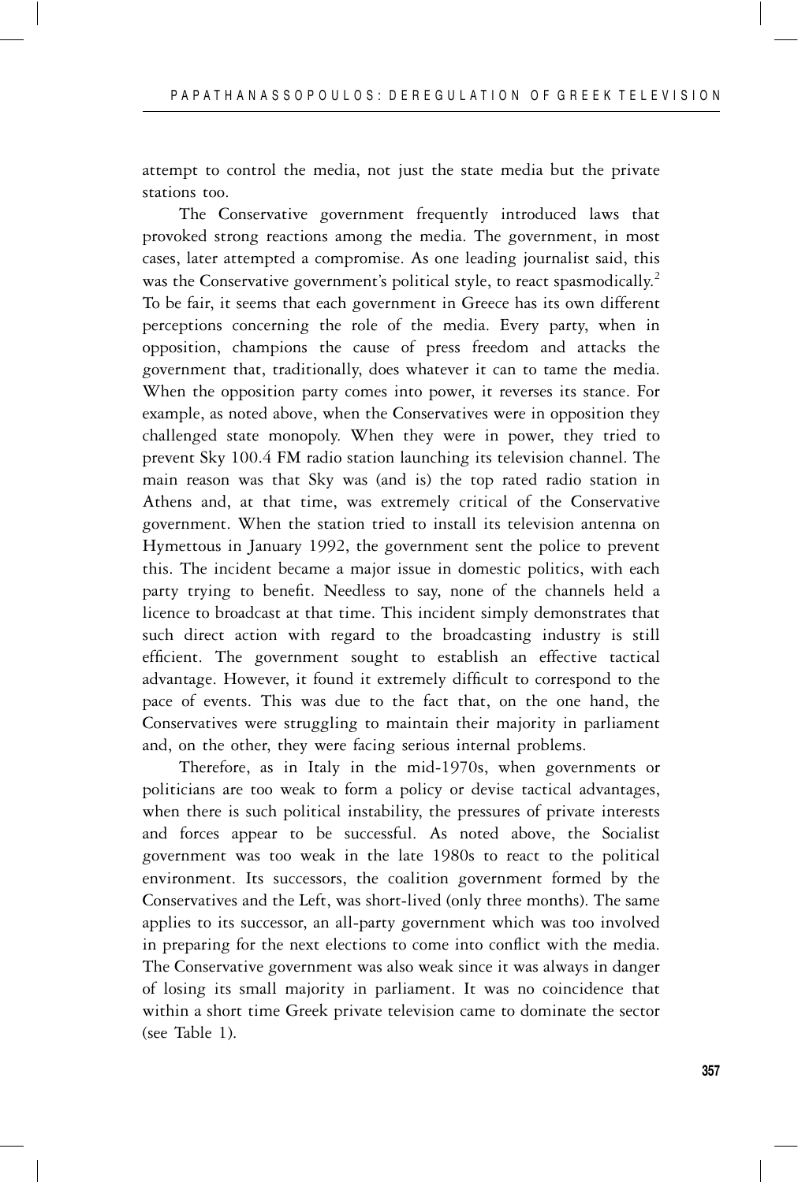attempt to control the media, not just the state media but the private stations too.

The Conservative government frequently introduced laws that provoked strong reactions among the media. The government, in most cases, later attempted a compromise. As one leading journalist said, this was the Conservative government's political style, to react spasmodically.[2] To be fair, it seems that each government in Greece has its own different perceptions concerning the role of the media. Every party, when in opposition, champions the cause of press freedom and attacks the government that, traditionally, does whatever it can to tame the media. When the opposition party comes into power, it reverses its stance. For example, as noted above, when the Conservatives were in opposition they challenged state monopoly. When they were in power, they tried to prevent Sky 100.4 FM radio station launching its television channel. The main reason was that Sky was (and is) the top rated radio station in Athens and, at that time, was extremely critical of the Conservative government. When the station tried to install its television antenna on Hymettous in January 1992, the government sent the police to prevent this. The incident became a major issue in domestic politics, with each party trying to benefit. Needless to say, none of the channels held a licence to broadcast at that time. This incident simply demonstrates that such direct action with regard to the broadcasting industry is still efficient. The government sought to establish an effective tactical advantage. However, it found it extremely difficult to correspond to the pace of events. This was due to the fact that, on the one hand, the Conservatives were struggling to maintain their majority in parliament and, on the other, they were facing serious internal problems.

Therefore, as in Italy in the mid-1970s, when governments or politicians are too weak to form a policy or devise tactical advantages, when there is such political instability, the pressures of private interests and forces appear to be successful. As noted above, the Socialist government was too weak in the late 1980s to react to the political environment. Its successors, the coalition government formed by the Conservatives and the Left, was short-lived (only three months). The same applies to its successor, an all-party government which was too involved in preparing for the next elections to come into conflict with the media. The Conservative government was also weak since it was always in danger of losing its small majority in parliament. It was no coincidence that within a short time Greek private television came to dominate the sector (see Table 1).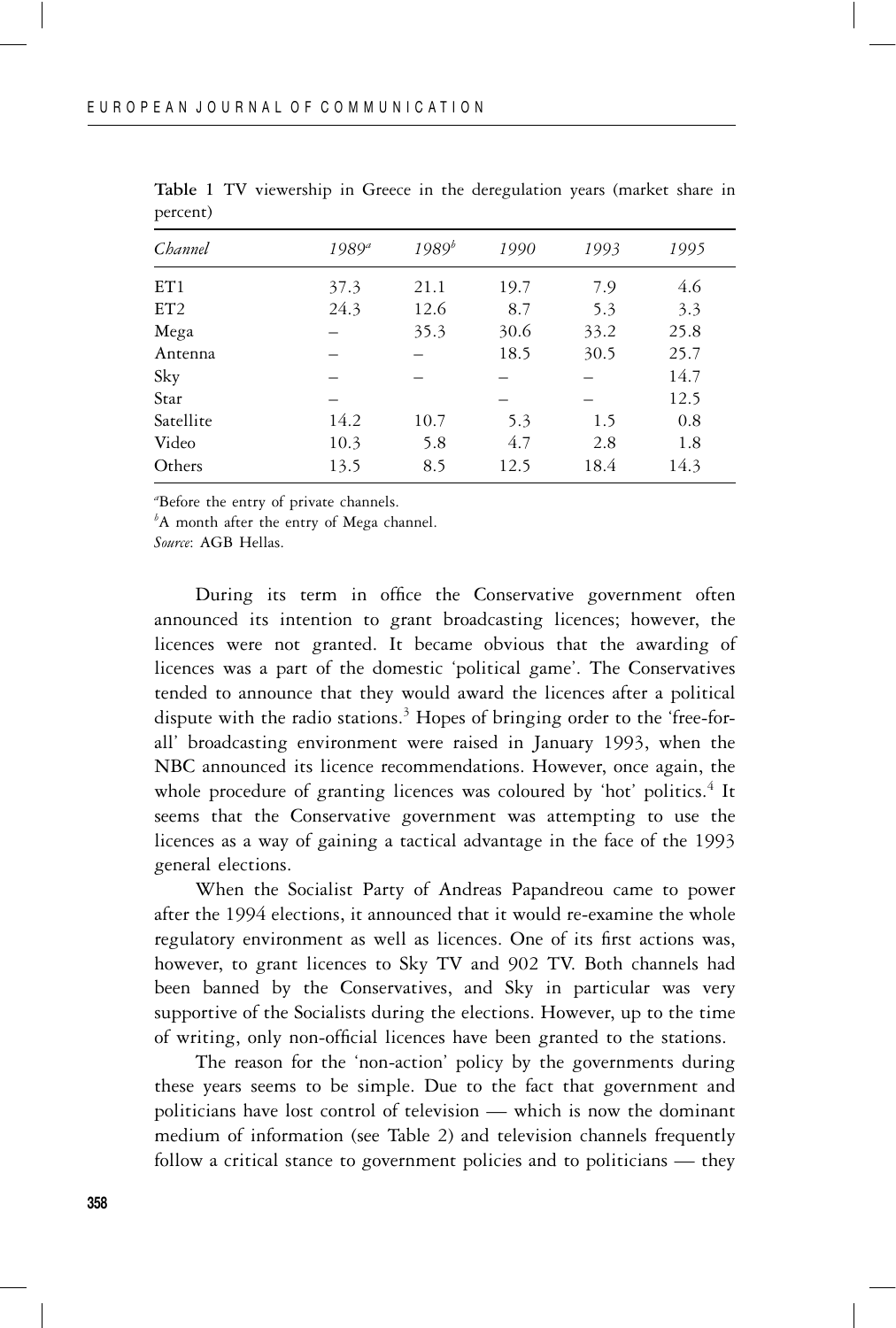**Table 1** TV viewership in Greece in the deregulation years (market share in percent)

| *Channel* | *1989*[a] | *1989*[b] | *1990* | *1993* | *1995* |
|---|---|---|---|---|---|
| ET1 | 37.3 | 21.1 | 19.7 | 7.9 | 4.6 |
| ET2 | 24.3 | 12.6 | 8.7 | 5.3 | 3.3 |
| Mega | – | 35.3 | 30.6 | 33.2 | 25.8 |
| Antenna | – | – | 18.5 | 30.5 | 25.7 |
| Sky | – | – | – | – | 14.7 |
| Star | – | – | – | – | 12.5 |
| Satellite | 14.2 | 10.7 | 5.3 | 1.5 | 0.8 |
| Video | 10.3 | 5.8 | 4.7 | 2.8 | 1.8 |
| Others | 13.5 | 8.5 | 12.5 | 18.4 | 14.3 |

[a]Before the entry of private channels.
[b]A month after the entry of Mega channel.
*Source*: AGB Hellas.

During its term in office the Conservative government often announced its intention to grant broadcasting licences; however, the licences were not granted. It became obvious that the awarding of licences was a part of the domestic 'political game'. The Conservatives tended to announce that they would award the licences after a political dispute with the radio stations.[3] Hopes of bringing order to the 'free-for-all' broadcasting environment were raised in January 1993, when the NBC announced its licence recommendations. However, once again, the whole procedure of granting licences was coloured by 'hot' politics.[4] It seems that the Conservative government was attempting to use the licences as a way of gaining a tactical advantage in the face of the 1993 general elections.

When the Socialist Party of Andreas Papandreou came to power after the 1994 elections, it announced that it would re-examine the whole regulatory environment as well as licences. One of its first actions was, however, to grant licences to Sky TV and 902 TV. Both channels had been banned by the Conservatives, and Sky in particular was very supportive of the Socialists during the elections. However, up to the time of writing, only non-official licences have been granted to the stations.

The reason for the 'non-action' policy by the governments during these years seems to be simple. Due to the fact that government and politicians have lost control of television — which is now the dominant medium of information (see Table 2) and television channels frequently follow a critical stance to government policies and to politicians — they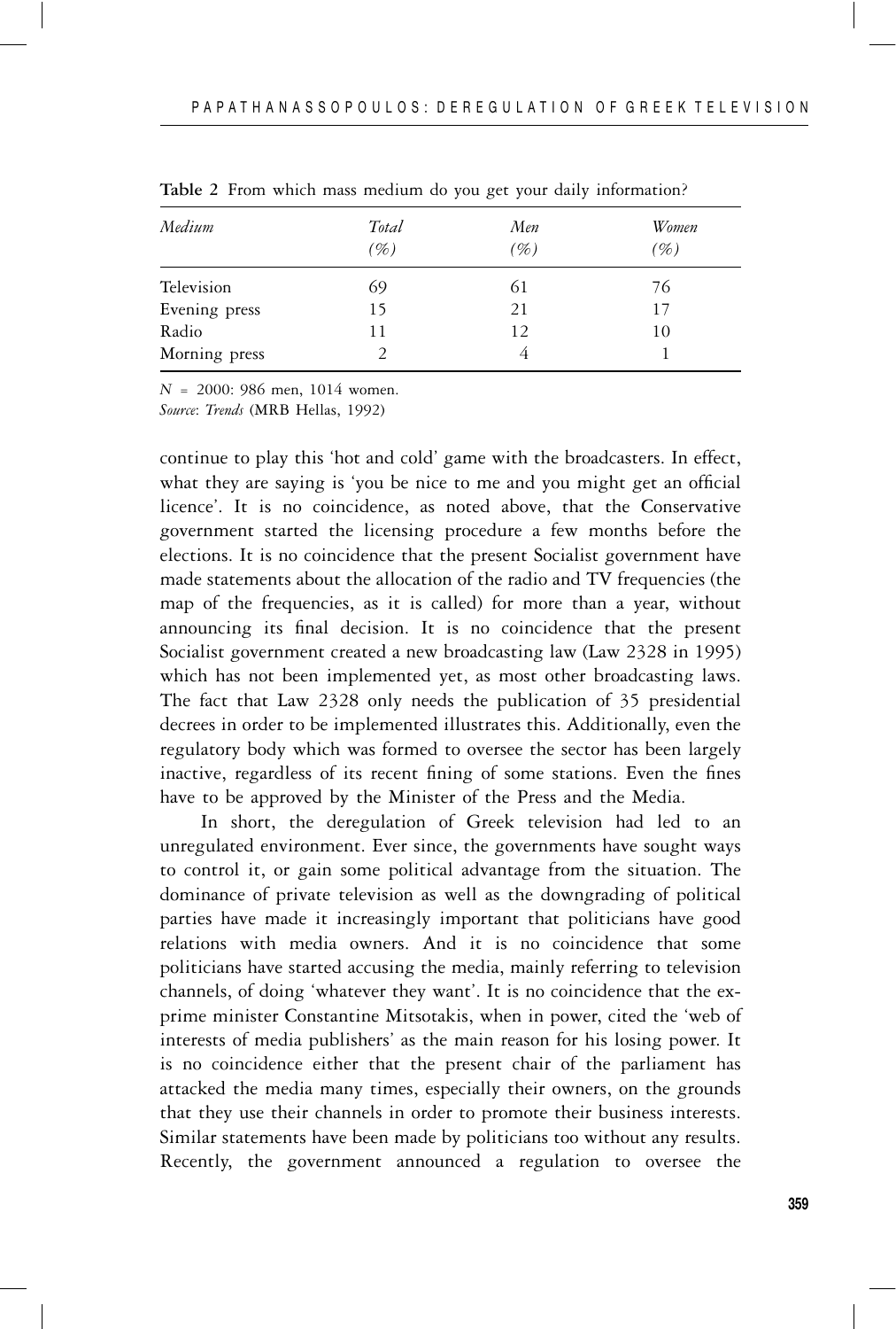**Table 2** From which mass medium do you get your daily information?

| *Medium* | *Total (%)* | *Men (%)* | *Women (%)* |
|---|---|---|---|
| Television | 69 | 61 | 76 |
| Evening press | 15 | 21 | 17 |
| Radio | 11 | 12 | 10 |
| Morning press | 2 | 4 | 1 |

*N* = 2000: 986 men, 1014 women.
*Source*: *Trends* (MRB Hellas, 1992)

continue to play this 'hot and cold' game with the broadcasters. In effect, what they are saying is 'you be nice to me and you might get an official licence'. It is no coincidence, as noted above, that the Conservative government started the licensing procedure a few months before the elections. It is no coincidence that the present Socialist government have made statements about the allocation of the radio and TV frequencies (the map of the frequencies, as it is called) for more than a year, without announcing its final decision. It is no coincidence that the present Socialist government created a new broadcasting law (Law 2328 in 1995) which has not been implemented yet, as most other broadcasting laws. The fact that Law 2328 only needs the publication of 35 presidential decrees in order to be implemented illustrates this. Additionally, even the regulatory body which was formed to oversee the sector has been largely inactive, regardless of its recent fining of some stations. Even the fines have to be approved by the Minister of the Press and the Media.

In short, the deregulation of Greek television had led to an unregulated environment. Ever since, the governments have sought ways to control it, or gain some political advantage from the situation. The dominance of private television as well as the downgrading of political parties have made it increasingly important that politicians have good relations with media owners. And it is no coincidence that some politicians have started accusing the media, mainly referring to television channels, of doing 'whatever they want'. It is no coincidence that the ex-prime minister Constantine Mitsotakis, when in power, cited the 'web of interests of media publishers' as the main reason for his losing power. It is no coincidence either that the present chair of the parliament has attacked the media many times, especially their owners, on the grounds that they use their channels in order to promote their business interests. Similar statements have been made by politicians too without any results. Recently, the government announced a regulation to oversee the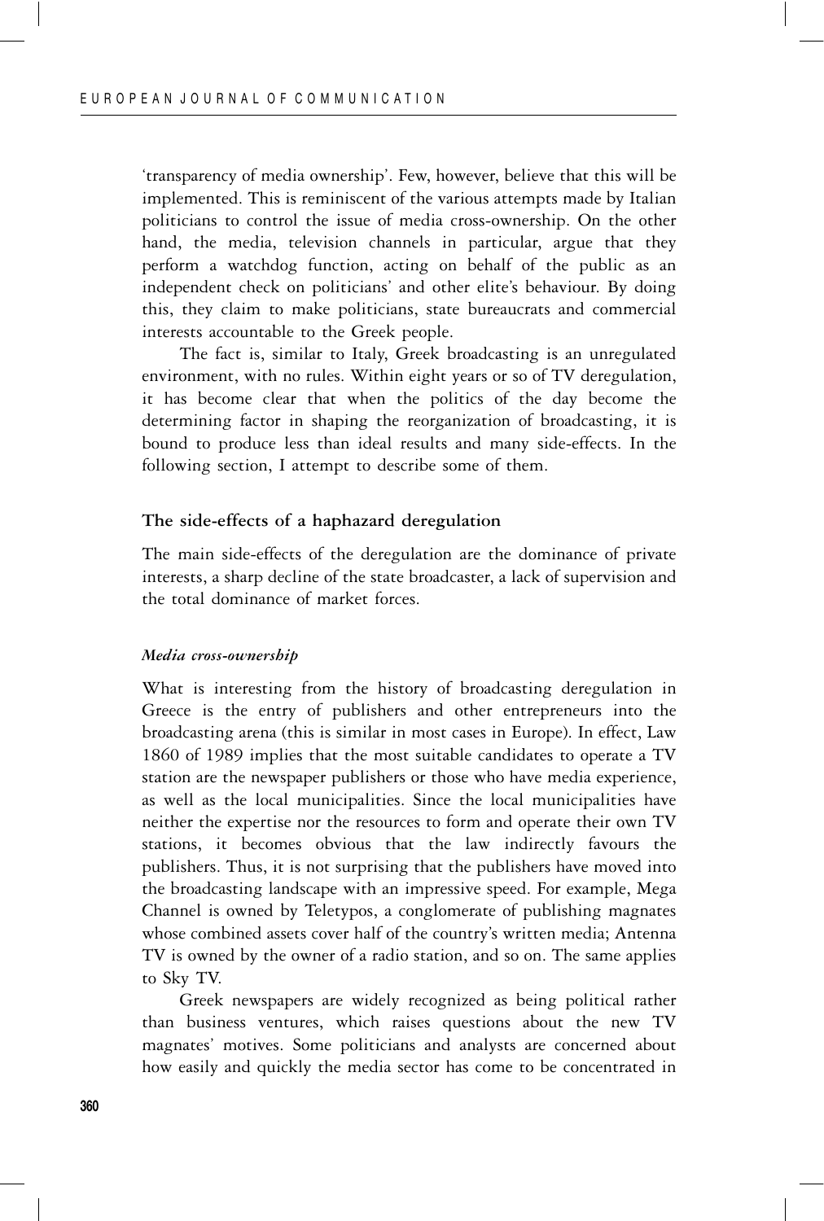'transparency of media ownership'. Few, however, believe that this will be implemented. This is reminiscent of the various attempts made by Italian politicians to control the issue of media cross-ownership. On the other hand, the media, television channels in particular, argue that they perform a watchdog function, acting on behalf of the public as an independent check on politicians' and other elite's behaviour. By doing this, they claim to make politicians, state bureaucrats and commercial interests accountable to the Greek people.

The fact is, similar to Italy, Greek broadcasting is an unregulated environment, with no rules. Within eight years or so of TV deregulation, it has become clear that when the politics of the day become the determining factor in shaping the reorganization of broadcasting, it is bound to produce less than ideal results and many side-effects. In the following section, I attempt to describe some of them.

## The side-effects of a haphazard deregulation

The main side-effects of the deregulation are the dominance of private interests, a sharp decline of the state broadcaster, a lack of supervision and the total dominance of market forces.

### *Media cross-ownership*

What is interesting from the history of broadcasting deregulation in Greece is the entry of publishers and other entrepreneurs into the broadcasting arena (this is similar in most cases in Europe). In effect, Law 1860 of 1989 implies that the most suitable candidates to operate a TV station are the newspaper publishers or those who have media experience, as well as the local municipalities. Since the local municipalities have neither the expertise nor the resources to form and operate their own TV stations, it becomes obvious that the law indirectly favours the publishers. Thus, it is not surprising that the publishers have moved into the broadcasting landscape with an impressive speed. For example, Mega Channel is owned by Teletypos, a conglomerate of publishing magnates whose combined assets cover half of the country's written media; Antenna TV is owned by the owner of a radio station, and so on. The same applies to Sky TV.

Greek newspapers are widely recognized as being political rather than business ventures, which raises questions about the new TV magnates' motives. Some politicians and analysts are concerned about how easily and quickly the media sector has come to be concentrated in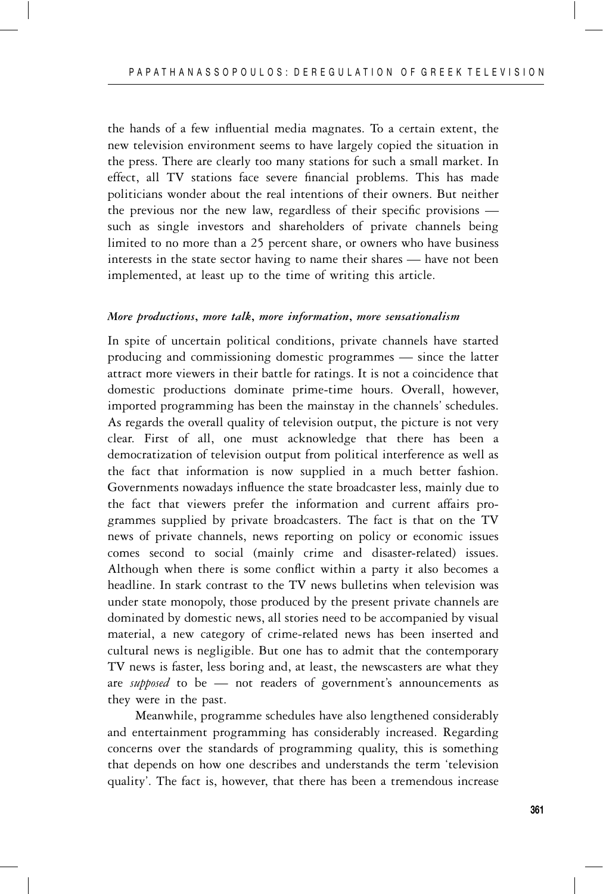the hands of a few influential media magnates. To a certain extent, the new television environment seems to have largely copied the situation in the press. There are clearly too many stations for such a small market. In effect, all TV stations face severe financial problems. This has made politicians wonder about the real intentions of their owners. But neither the previous nor the new law, regardless of their specific provisions — such as single investors and shareholders of private channels being limited to no more than a 25 percent share, or owners who have business interests in the state sector having to name their shares — have not been implemented, at least up to the time of writing this article.

### *More productions, more talk, more information, more sensationalism*

In spite of uncertain political conditions, private channels have started producing and commissioning domestic programmes — since the latter attract more viewers in their battle for ratings. It is not a coincidence that domestic productions dominate prime-time hours. Overall, however, imported programming has been the mainstay in the channels' schedules. As regards the overall quality of television output, the picture is not very clear. First of all, one must acknowledge that there has been a democratization of television output from political interference as well as the fact that information is now supplied in a much better fashion. Governments nowadays influence the state broadcaster less, mainly due to the fact that viewers prefer the information and current affairs programmes supplied by private broadcasters. The fact is that on the TV news of private channels, news reporting on policy or economic issues comes second to social (mainly crime and disaster-related) issues. Although when there is some conflict within a party it also becomes a headline. In stark contrast to the TV news bulletins when television was under state monopoly, those produced by the present private channels are dominated by domestic news, all stories need to be accompanied by visual material, a new category of crime-related news has been inserted and cultural news is negligible. But one has to admit that the contemporary TV news is faster, less boring and, at least, the newscasters are what they are *supposed* to be — not readers of government's announcements as they were in the past.

Meanwhile, programme schedules have also lengthened considerably and entertainment programming has considerably increased. Regarding concerns over the standards of programming quality, this is something that depends on how one describes and understands the term 'television quality'. The fact is, however, that there has been a tremendous increase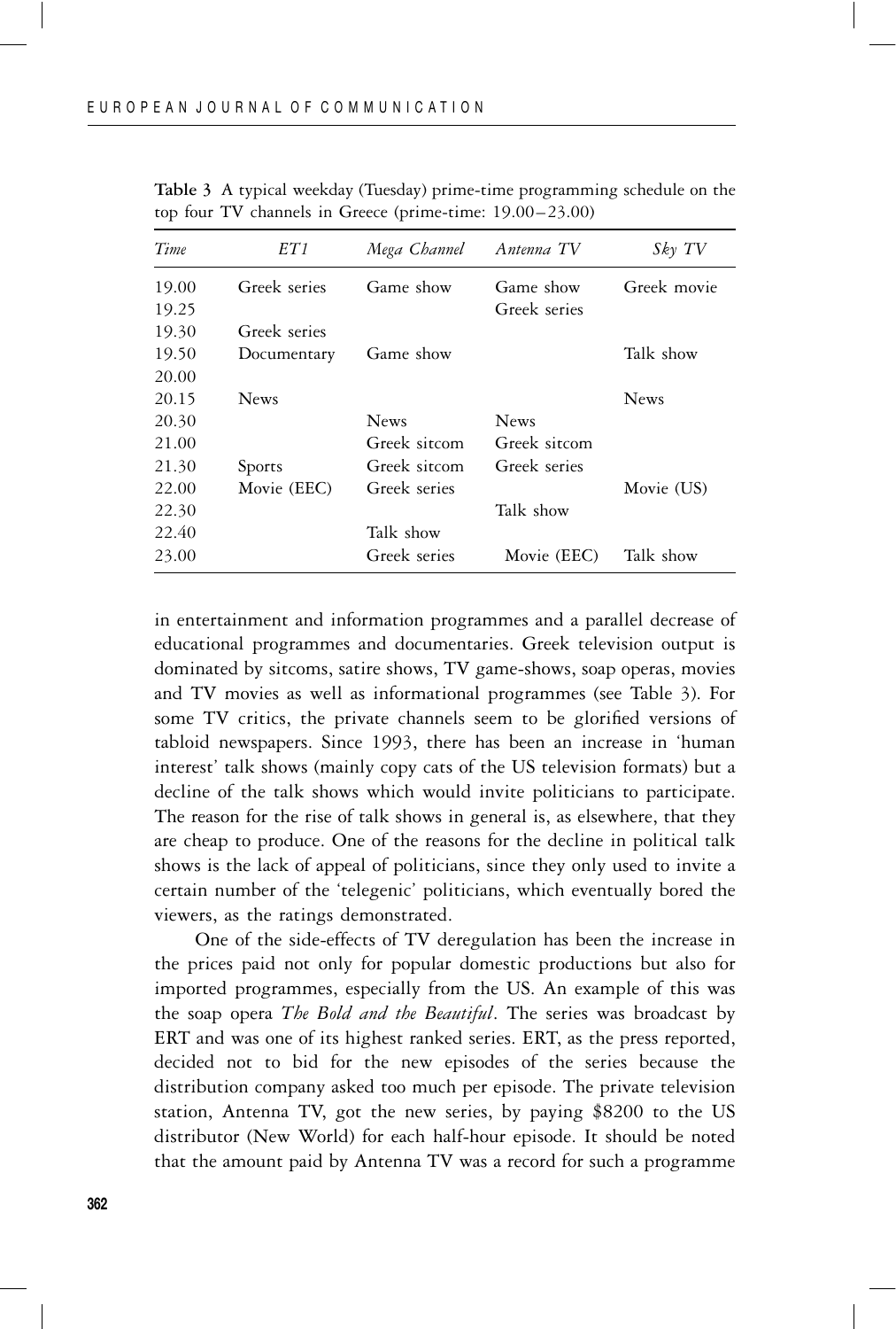**Table 3** A typical weekday (Tuesday) prime-time programming schedule on the top four TV channels in Greece (prime-time: 19.00–23.00)

| *Time* | *ET1* | *Mega Channel* | *Antenna TV* | *Sky TV* |
|---|---|---|---|---|
| 19.00 | Greek series | Game show | Game show | Greek movie |
| 19.25 | | | Greek series | |
| 19.30 | Greek series | | | |
| 19.50 | Documentary | Game show | | Talk show |
| 20.00 | | | | |
| 20.15 | News | | | News |
| 20.30 | | News | News | |
| 21.00 | | Greek sitcom | Greek sitcom | |
| 21.30 | Sports | Greek sitcom | Greek series | |
| 22.00 | Movie (EEC) | Greek series | | Movie (US) |
| 22.30 | | | Talk show | |
| 22.40 | | Talk show | | |
| 23.00 | | Greek series | Movie (EEC) | Talk show |

in entertainment and information programmes and a parallel decrease of educational programmes and documentaries. Greek television output is dominated by sitcoms, satire shows, TV game-shows, soap operas, movies and TV movies as well as informational programmes (see Table 3). For some TV critics, the private channels seem to be glorified versions of tabloid newspapers. Since 1993, there has been an increase in 'human interest' talk shows (mainly copy cats of the US television formats) but a decline of the talk shows which would invite politicians to participate. The reason for the rise of talk shows in general is, as elsewhere, that they are cheap to produce. One of the reasons for the decline in political talk shows is the lack of appeal of politicians, since they only used to invite a certain number of the 'telegenic' politicians, which eventually bored the viewers, as the ratings demonstrated.

One of the side-effects of TV deregulation has been the increase in the prices paid not only for popular domestic productions but also for imported programmes, especially from the US. An example of this was the soap opera *The Bold and the Beautiful*. The series was broadcast by ERT and was one of its highest ranked series. ERT, as the press reported, decided not to bid for the new episodes of the series because the distribution company asked too much per episode. The private television station, Antenna TV, got the new series, by paying $8200 to the US distributor (New World) for each half-hour episode. It should be noted that the amount paid by Antenna TV was a record for such a programme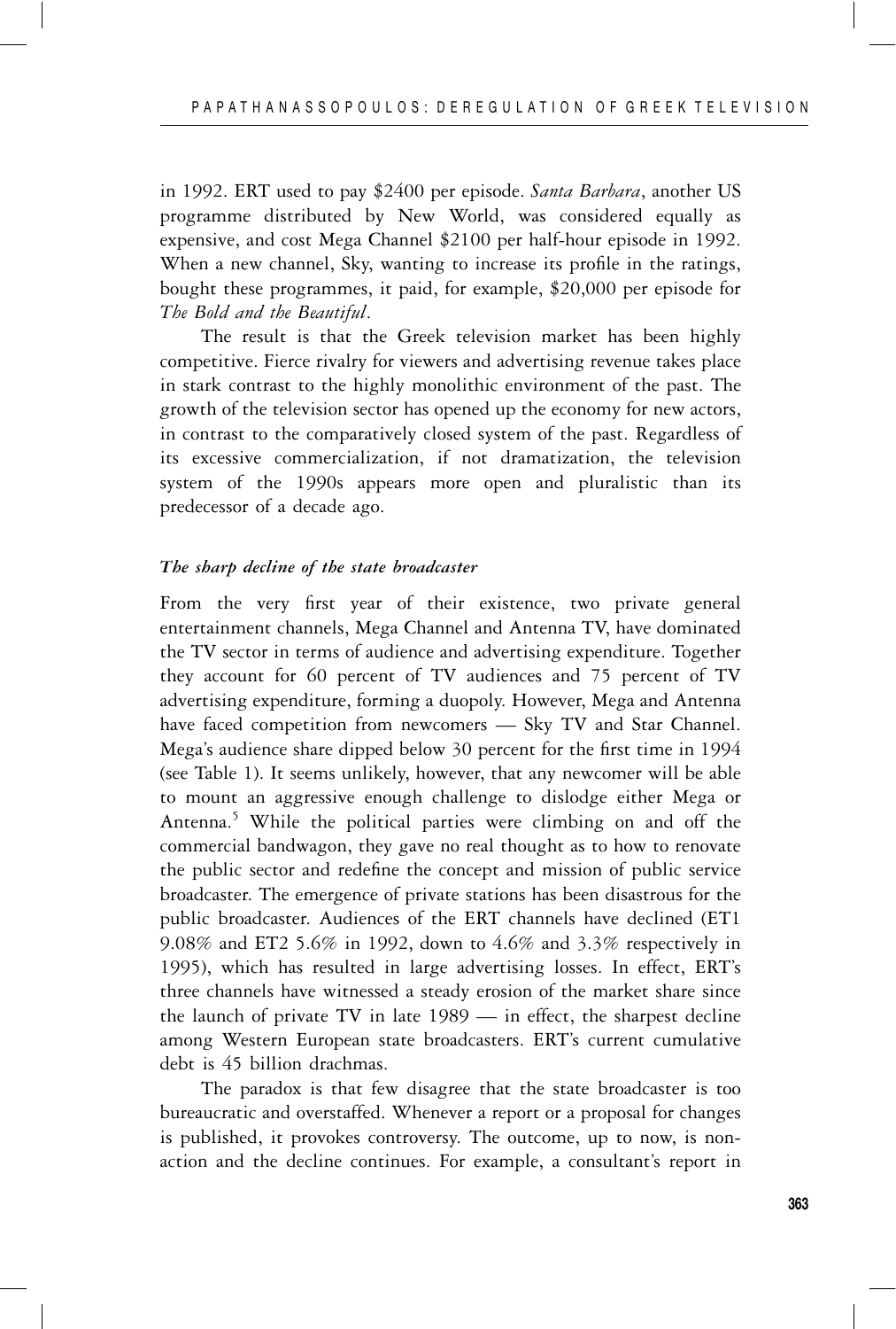in 1992. ERT used to pay $2400 per episode. *Santa Barbara*, another US programme distributed by New World, was considered equally as expensive, and cost Mega Channel $2100 per half-hour episode in 1992. When a new channel, Sky, wanting to increase its profile in the ratings, bought these programmes, it paid, for example, $20,000 per episode for *The Bold and the Beautiful*.

The result is that the Greek television market has been highly competitive. Fierce rivalry for viewers and advertising revenue takes place in stark contrast to the highly monolithic environment of the past. The growth of the television sector has opened up the economy for new actors, in contrast to the comparatively closed system of the past. Regardless of its excessive commercialization, if not dramatization, the television system of the 1990s appears more open and pluralistic than its predecessor of a decade ago.

### *The sharp decline of the state broadcaster*

From the very first year of their existence, two private general entertainment channels, Mega Channel and Antenna TV, have dominated the TV sector in terms of audience and advertising expenditure. Together they account for 60 percent of TV audiences and 75 percent of TV advertising expenditure, forming a duopoly. However, Mega and Antenna have faced competition from newcomers — Sky TV and Star Channel. Mega's audience share dipped below 30 percent for the first time in 1994 (see Table 1). It seems unlikely, however, that any newcomer will be able to mount an aggressive enough challenge to dislodge either Mega or Antenna.[5] While the political parties were climbing on and off the commercial bandwagon, they gave no real thought as to how to renovate the public sector and redefine the concept and mission of public service broadcaster. The emergence of private stations has been disastrous for the public broadcaster. Audiences of the ERT channels have declined (ET1 9.08% and ET2 5.6% in 1992, down to 4.6% and 3.3% respectively in 1995), which has resulted in large advertising losses. In effect, ERT's three channels have witnessed a steady erosion of the market share since the launch of private TV in late 1989 — in effect, the sharpest decline among Western European state broadcasters. ERT's current cumulative debt is 45 billion drachmas.

The paradox is that few disagree that the state broadcaster is too bureaucratic and overstaffed. Whenever a report or a proposal for changes is published, it provokes controversy. The outcome, up to now, is non-action and the decline continues. For example, a consultant's report in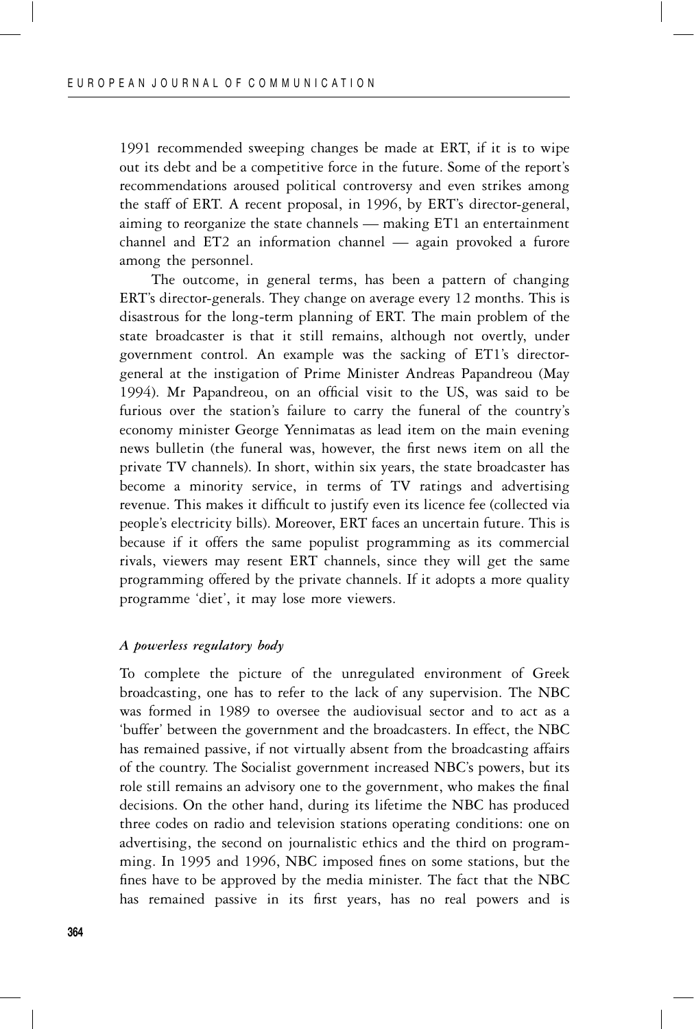1991 recommended sweeping changes be made at ERT, if it is to wipe out its debt and be a competitive force in the future. Some of the report's recommendations aroused political controversy and even strikes among the staff of ERT. A recent proposal, in 1996, by ERT's director-general, aiming to reorganize the state channels — making ET1 an entertainment channel and ET2 an information channel — again provoked a furore among the personnel.

The outcome, in general terms, has been a pattern of changing ERT's director-generals. They change on average every 12 months. This is disastrous for the long-term planning of ERT. The main problem of the state broadcaster is that it still remains, although not overtly, under government control. An example was the sacking of ET1's director-general at the instigation of Prime Minister Andreas Papandreou (May 1994). Mr Papandreou, on an official visit to the US, was said to be furious over the station's failure to carry the funeral of the country's economy minister George Yennimatas as lead item on the main evening news bulletin (the funeral was, however, the first news item on all the private TV channels). In short, within six years, the state broadcaster has become a minority service, in terms of TV ratings and advertising revenue. This makes it difficult to justify even its licence fee (collected via people's electricity bills). Moreover, ERT faces an uncertain future. This is because if it offers the same populist programming as its commercial rivals, viewers may resent ERT channels, since they will get the same programming offered by the private channels. If it adopts a more quality programme 'diet', it may lose more viewers.

### *A powerless regulatory body*

To complete the picture of the unregulated environment of Greek broadcasting, one has to refer to the lack of any supervision. The NBC was formed in 1989 to oversee the audiovisual sector and to act as a 'buffer' between the government and the broadcasters. In effect, the NBC has remained passive, if not virtually absent from the broadcasting affairs of the country. The Socialist government increased NBC's powers, but its role still remains an advisory one to the government, who makes the final decisions. On the other hand, during its lifetime the NBC has produced three codes on radio and television stations operating conditions: one on advertising, the second on journalistic ethics and the third on programming. In 1995 and 1996, NBC imposed fines on some stations, but the fines have to be approved by the media minister. The fact that the NBC has remained passive in its first years, has no real powers and is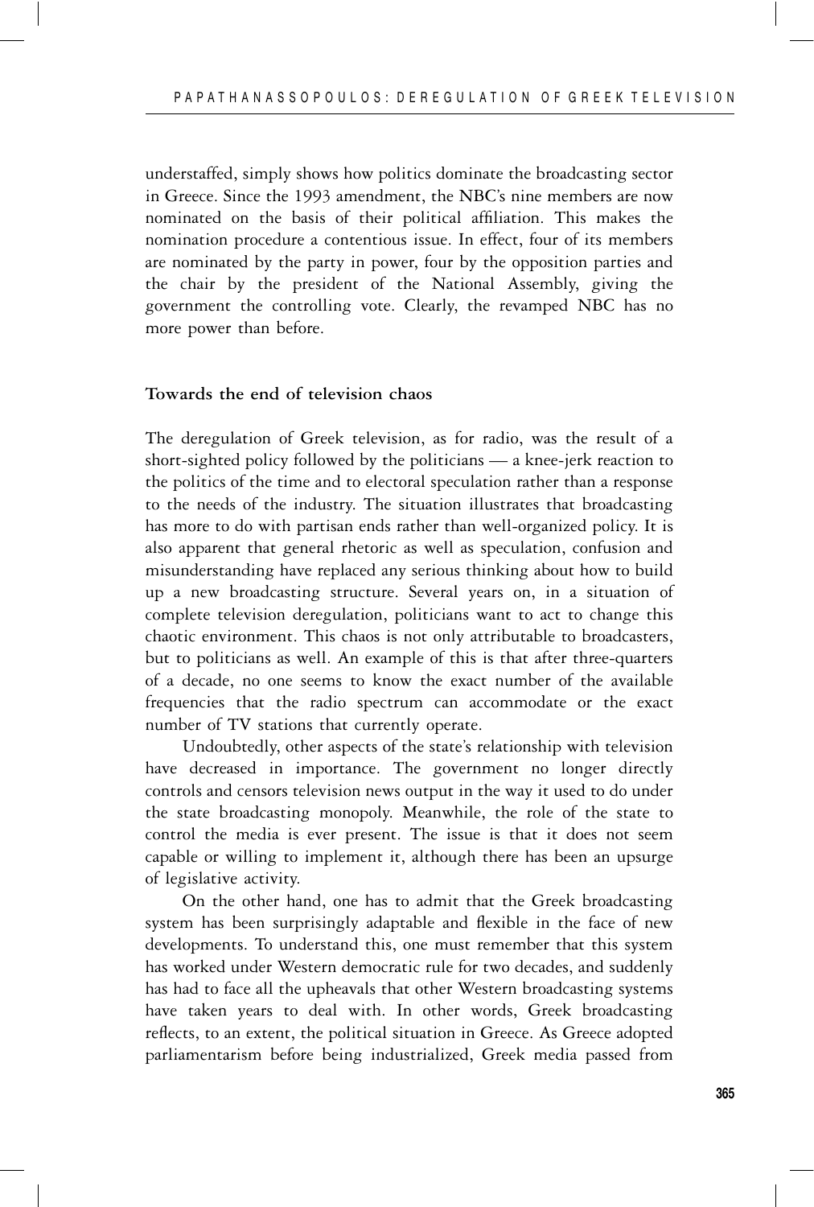understaffed, simply shows how politics dominate the broadcasting sector in Greece. Since the 1993 amendment, the NBC's nine members are now nominated on the basis of their political affiliation. This makes the nomination procedure a contentious issue. In effect, four of its members are nominated by the party in power, four by the opposition parties and the chair by the president of the National Assembly, giving the government the controlling vote. Clearly, the revamped NBC has no more power than before.

## Towards the end of television chaos

The deregulation of Greek television, as for radio, was the result of a short-sighted policy followed by the politicians — a knee-jerk reaction to the politics of the time and to electoral speculation rather than a response to the needs of the industry. The situation illustrates that broadcasting has more to do with partisan ends rather than well-organized policy. It is also apparent that general rhetoric as well as speculation, confusion and misunderstanding have replaced any serious thinking about how to build up a new broadcasting structure. Several years on, in a situation of complete television deregulation, politicians want to act to change this chaotic environment. This chaos is not only attributable to broadcasters, but to politicians as well. An example of this is that after three-quarters of a decade, no one seems to know the exact number of the available frequencies that the radio spectrum can accommodate or the exact number of TV stations that currently operate.

Undoubtedly, other aspects of the state's relationship with television have decreased in importance. The government no longer directly controls and censors television news output in the way it used to do under the state broadcasting monopoly. Meanwhile, the role of the state to control the media is ever present. The issue is that it does not seem capable or willing to implement it, although there has been an upsurge of legislative activity.

On the other hand, one has to admit that the Greek broadcasting system has been surprisingly adaptable and flexible in the face of new developments. To understand this, one must remember that this system has worked under Western democratic rule for two decades, and suddenly has had to face all the upheavals that other Western broadcasting systems have taken years to deal with. In other words, Greek broadcasting reflects, to an extent, the political situation in Greece. As Greece adopted parliamentarism before being industrialized, Greek media passed from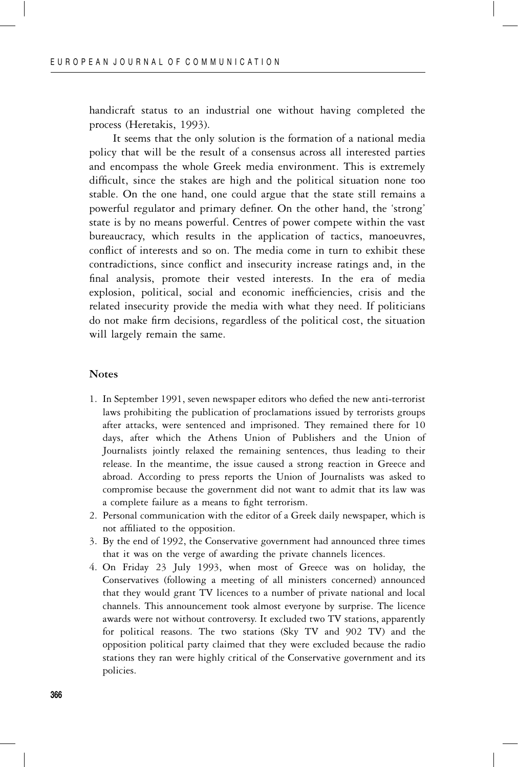handicraft status to an industrial one without having completed the process (Heretakis, 1993).

It seems that the only solution is the formation of a national media policy that will be the result of a consensus across all interested parties and encompass the whole Greek media environment. This is extremely difficult, since the stakes are high and the political situation none too stable. On the one hand, one could argue that the state still remains a powerful regulator and primary definer. On the other hand, the 'strong' state is by no means powerful. Centres of power compete within the vast bureaucracy, which results in the application of tactics, manoeuvres, conflict of interests and so on. The media come in turn to exhibit these contradictions, since conflict and insecurity increase ratings and, in the final analysis, promote their vested interests. In the era of media explosion, political, social and economic inefficiencies, crisis and the related insecurity provide the media with what they need. If politicians do not make firm decisions, regardless of the political cost, the situation will largely remain the same.

## Notes

1. In September 1991, seven newspaper editors who defied the new anti-terrorist laws prohibiting the publication of proclamations issued by terrorists groups after attacks, were sentenced and imprisoned. They remained there for 10 days, after which the Athens Union of Publishers and the Union of Journalists jointly relaxed the remaining sentences, thus leading to their release. In the meantime, the issue caused a strong reaction in Greece and abroad. According to press reports the Union of Journalists was asked to compromise because the government did not want to admit that its law was a complete failure as a means to fight terrorism.
2. Personal communication with the editor of a Greek daily newspaper, which is not affiliated to the opposition.
3. By the end of 1992, the Conservative government had announced three times that it was on the verge of awarding the private channels licences.
4. On Friday 23 July 1993, when most of Greece was on holiday, the Conservatives (following a meeting of all ministers concerned) announced that they would grant TV licences to a number of private national and local channels. This announcement took almost everyone by surprise. The licence awards were not without controversy. It excluded two TV stations, apparently for political reasons. The two stations (Sky TV and 902 TV) and the opposition political party claimed that they were excluded because the radio stations they ran were highly critical of the Conservative government and its policies.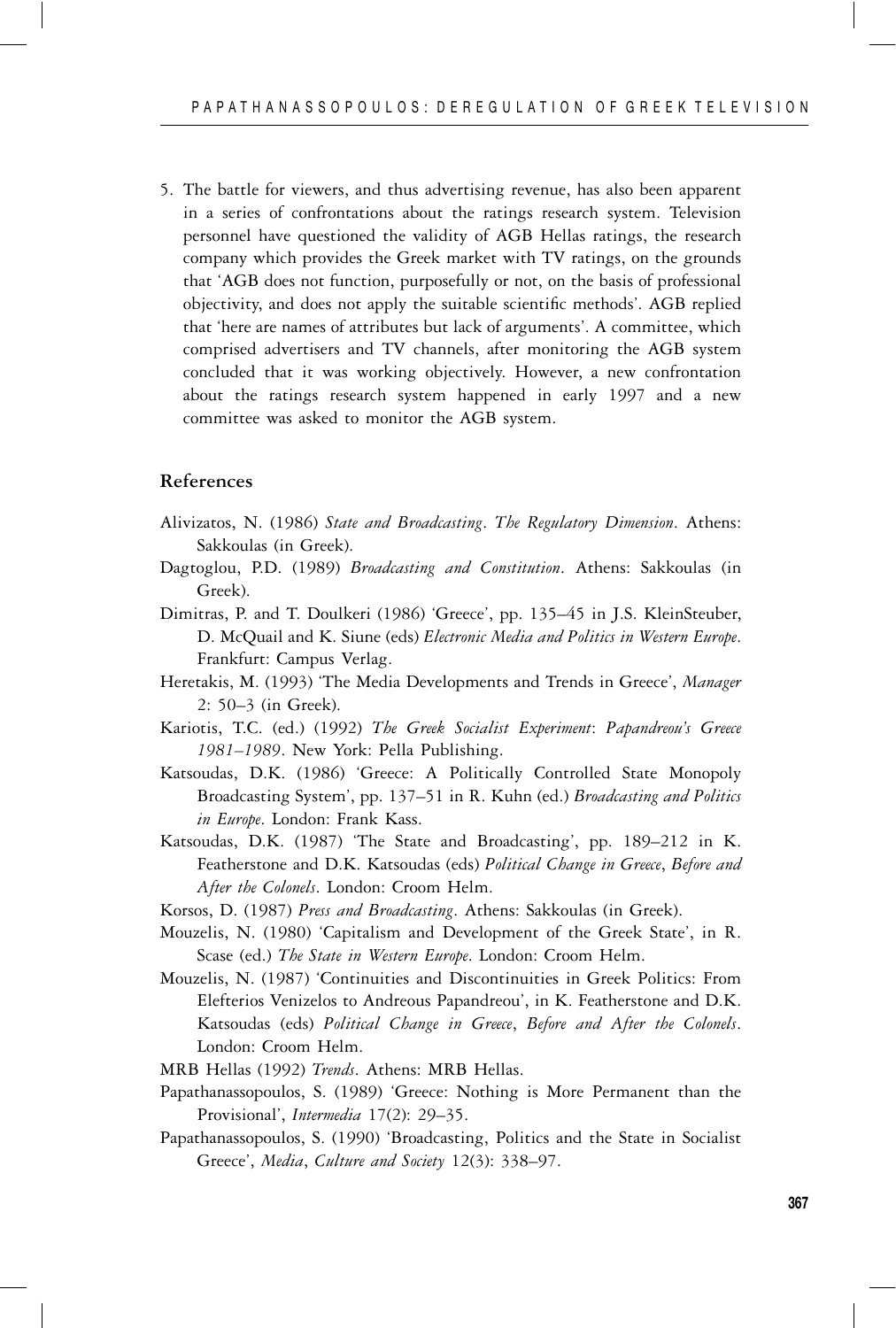5. The battle for viewers, and thus advertising revenue, has also been apparent in a series of confrontations about the ratings research system. Television personnel have questioned the validity of AGB Hellas ratings, the research company which provides the Greek market with TV ratings, on the grounds that 'AGB does not function, purposefully or not, on the basis of professional objectivity, and does not apply the suitable scientific methods'. AGB replied that 'here are names of attributes but lack of arguments'. A committee, which comprised advertisers and TV channels, after monitoring the AGB system concluded that it was working objectively. However, a new confrontation about the ratings research system happened in early 1997 and a new committee was asked to monitor the AGB system.

## References

Alivizatos, N. (1986) *State and Broadcasting. The Regulatory Dimension*. Athens: Sakkoulas (in Greek).

Dagtoglou, P.D. (1989) *Broadcasting and Constitution*. Athens: Sakkoulas (in Greek).

Dimitras, P. and T. Doulkeri (1986) 'Greece', pp. 135–45 in J.S. KleinSteuber, D. McQuail and K. Siune (eds) *Electronic Media and Politics in Western Europe*. Frankfurt: Campus Verlag.

Heretakis, M. (1993) 'The Media Developments and Trends in Greece', *Manager* 2: 50–3 (in Greek).

Kariotis, T.C. (ed.) (1992) *The Greek Socialist Experiment*: *Papandreou's Greece 1981–1989*. New York: Pella Publishing.

Katsoudas, D.K. (1986) 'Greece: A Politically Controlled State Monopoly Broadcasting System', pp. 137–51 in R. Kuhn (ed.) *Broadcasting and Politics in Europe*. London: Frank Kass.

Katsoudas, D.K. (1987) 'The State and Broadcasting', pp. 189–212 in K. Featherstone and D.K. Katsoudas (eds) *Political Change in Greece*, *Before and After the Colonels*. London: Croom Helm.

Korsos, D. (1987) *Press and Broadcasting*. Athens: Sakkoulas (in Greek).

Mouzelis, N. (1980) 'Capitalism and Development of the Greek State', in R. Scase (ed.) *The State in Western Europe*. London: Croom Helm.

Mouzelis, N. (1987) 'Continuities and Discontinuities in Greek Politics: From Elefterios Venizelos to Andreous Papandreou', in K. Featherstone and D.K. Katsoudas (eds) *Political Change in Greece*, *Before and After the Colonels*. London: Croom Helm.

MRB Hellas (1992) *Trends*. Athens: MRB Hellas.

Papathanassopoulos, S. (1989) 'Greece: Nothing is More Permanent than the Provisional', *Intermedia* 17(2): 29–35.

Papathanassopoulos, S. (1990) 'Broadcasting, Politics and the State in Socialist Greece', *Media*, *Culture and Society* 12(3): 338–97.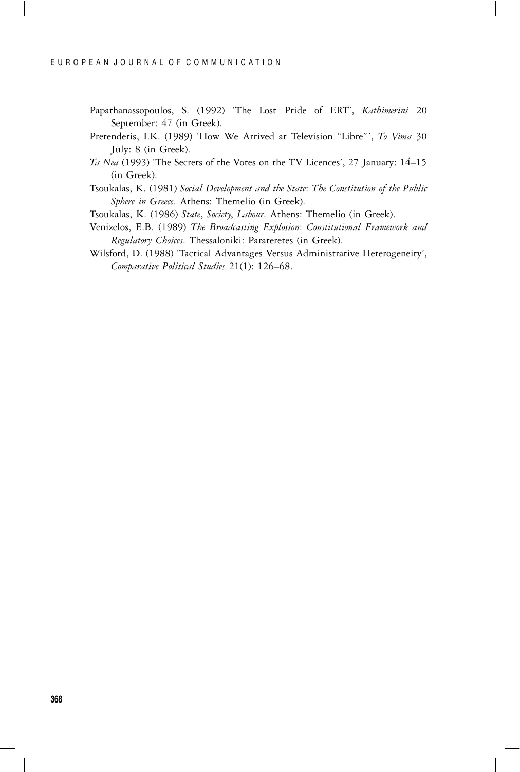Papathanassopoulos, S. (1992) 'The Lost Pride of ERT', *Kathimerini* 20 September: 47 (in Greek).

Pretenderis, I.K. (1989) 'How We Arrived at Television "Libre"', *To Vima* 30 July: 8 (in Greek).

*Ta Nea* (1993) 'The Secrets of the Votes on the TV Licences', 27 January: 14–15 (in Greek).

Tsoukalas, K. (1981) *Social Development and the State*: *The Constitution of the Public Sphere in Greece*. Athens: Themelio (in Greek).

Tsoukalas, K. (1986) *State*, *Society*, *Labour*. Athens: Themelio (in Greek).

Venizelos, E.B. (1989) *The Broadcasting Explosion*: *Constitutional Framework and Regulatory Choices*. Thessaloniki: Parateretes (in Greek).

Wilsford, D. (1988) 'Tactical Advantages Versus Administrative Heterogeneity', *Comparative Political Studies* 21(1): 126–68.